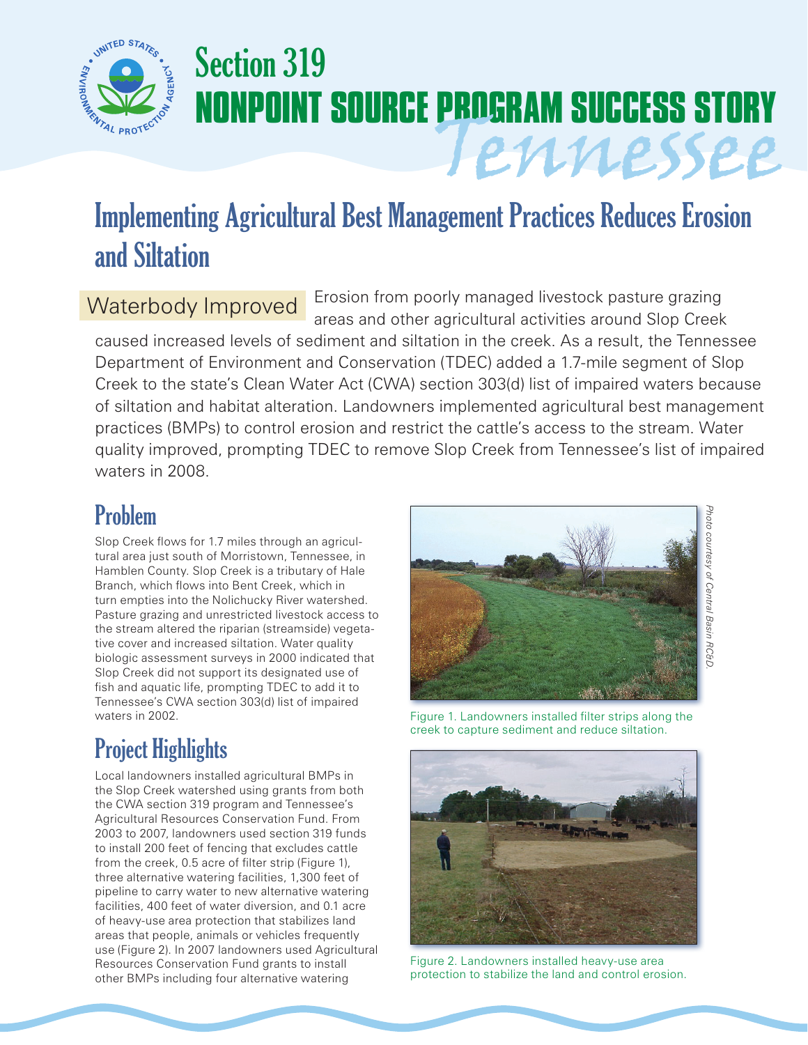# Section 319 NONPOINT SOURCE PROGRAM SUCCESS STORY

## Tennessee

# Implementing Agricultural Best Management Practices Reduces Erosion and Siltation

**Waterbody Improved** Erosion from poorly managed livestock pasture grazing areas and other agricultural activities around Slop Creek caused increased levels of sediment and siltation in the creek. As a result, the Tennessee Department of Environment and Conservation (TDEC) added a 1.7-mile segment of Slop Creek to the state's Clean Water Act (CWA) section 303(d) list of impaired waters because of siltation and habitat alteration. Landowners implemented agricultural best management practices (BMPs) to control erosion and restrict the cattle's access to the stream. Water quality improved, prompting TDEC to remove Slop Creek from Tennessee's list of impaired waters in 2008.

## Problem

Slop Creek flows for 1.7 miles through an agricultural area just south of Morristown, Tennessee, in Hamblen County. Slop Creek is a tributary of Hale Branch, which flows into Bent Creek, which in turn empties into the Nolichucky River watershed. Pasture grazing and unrestricted livestock access to the stream altered the riparian (streamside) vegetative cover and increased siltation. Water quality biologic assessment surveys in 2000 indicated that Slop Creek did not support its designated use of fish and aquatic life, prompting TDEC to add it to Tennessee's CWA section 303(d) list of impaired waters in 2002.

## Project Highlights

Local landowners installed agricultural BMPs in the Slop Creek watershed using grants from both the CWA section 319 program and Tennessee's Agricultural Resources Conservation Fund. From 2003 to 2007, landowners used section 319 funds to install 200 feet of fencing that excludes cattle from the creek, 0.5 acre of filter strip (Figure 1), three alternative watering facilities, 1,300 feet of pipeline to carry water to new alternative watering facilities, 400 feet of water diversion, and 0.1 acre of heavy-use area protection that stabilizes land areas that people, animals or vehicles frequently use (Figure 2). In 2007 landowners used Agricultural Resources Conservation Fund grants to install other BMPs including four alternative watering

*Photo courtesy of Central Basin RC&D.*

Figure 1. Landowners installed filter strips along the creek to capture sediment and reduce siltation.

Figure 2. Landowners installed heavy-use area protection to stabilize the land and control erosion.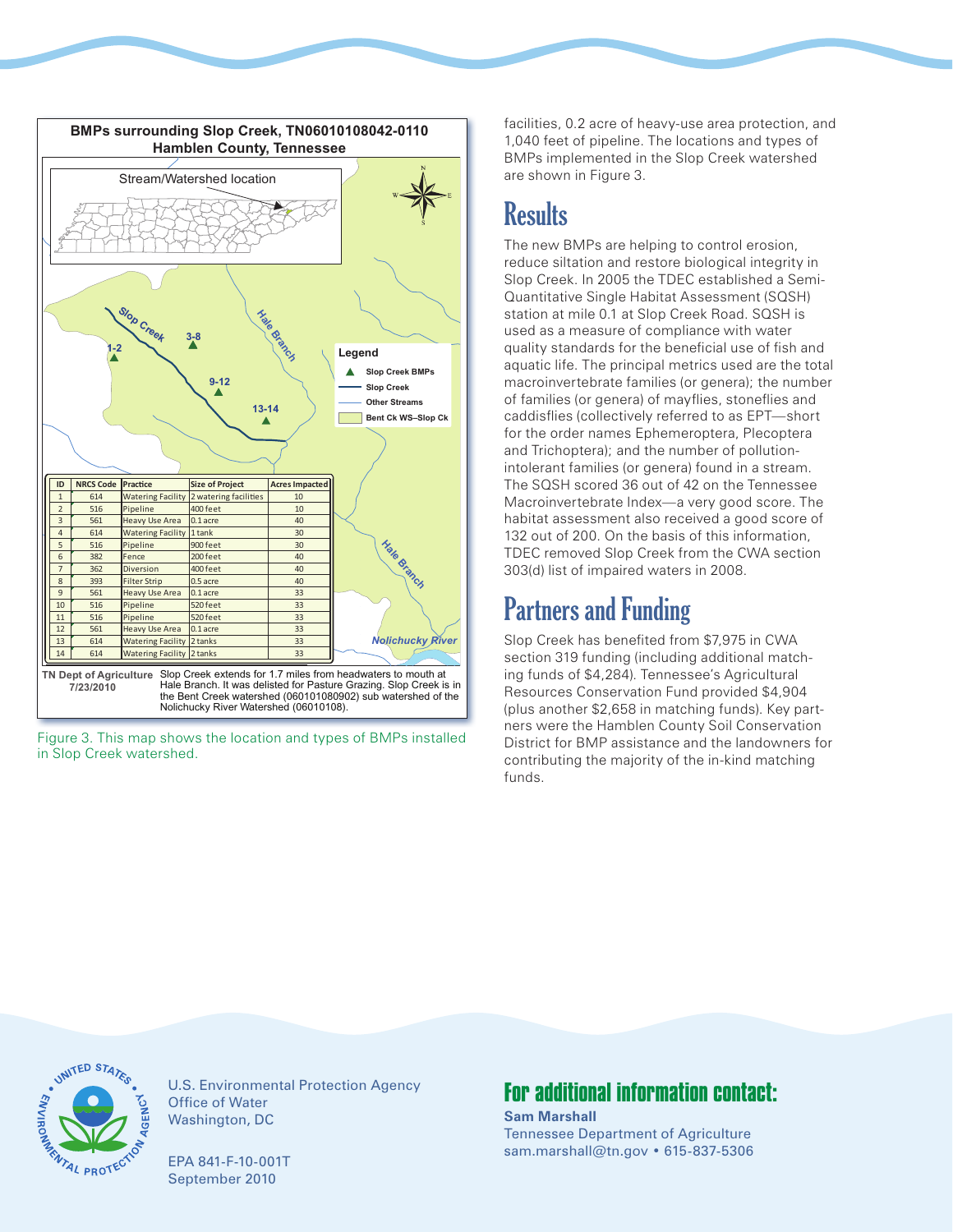**BMPs surrounding Slop Creek, TN06010108042-0110**
**Hamblen County, Tennessee**

Stream/Watershed location

Slop Creek

Hale Branch

1-2

3-8

9-12

13-14

Legend
Slop Creek BMPs
Slop Creek
Other Streams
Bent Ck WS–Slop Ck

Hale Branch

Nolichucky River

| ID | NRCS Code | Practice | Size of Project | Acres Impacted |
|---|---|---|---|---|
| 1 | 614 | Watering Facility | 2 watering facilities | 10 |
| 2 | 516 | Pipeline | 400 feet | 10 |
| 3 | 561 | Heavy Use Area | 0.1 acre | 40 |
| 4 | 614 | Watering Facility | 1 tank | 30 |
| 5 | 516 | Pipeline | 900 feet | 30 |
| 6 | 382 | Fence | 200 feet | 40 |
| 7 | 362 | Diversion | 400 feet | 40 |
| 8 | 393 | Filter Strip | 0.5 acre | 40 |
| 9 | 561 | Heavy Use Area | 0.1 acre | 33 |
| 10 | 516 | Pipeline | 520 feet | 33 |
| 11 | 516 | Pipeline | 520 feet | 33 |
| 12 | 561 | Heavy Use Area | 0.1 acre | 33 |
| 13 | 614 | Watering Facility | 2 tanks | 33 |
| 14 | 614 | Watering Facility | 2 tanks | 33 |

TN Dept of Agriculture 7/23/2010

Slop Creek extends for 1.7 miles from headwaters to mouth at Hale Branch. It was delisted for Pasture Grazing. Slop Creek is in the Bent Creek watershed (060101080902) sub watershed of the Nolichucky River Watershed (06010108).

Figure 3. This map shows the location and types of BMPs installed in Slop Creek watershed.

facilities, 0.2 acre of heavy-use area protection, and 1,040 feet of pipeline. The locations and types of BMPs implemented in the Slop Creek watershed are shown in Figure 3.

## Results

The new BMPs are helping to control erosion, reduce siltation and restore biological integrity in Slop Creek. In 2005 the TDEC established a Semi-Quantitative Single Habitat Assessment (SQSH) station at mile 0.1 at Slop Creek Road. SQSH is used as a measure of compliance with water quality standards for the beneficial use of fish and aquatic life. The principal metrics used are the total macroinvertebrate families (or genera); the number of families (or genera) of mayflies, stoneflies and caddisflies (collectively referred to as EPT—short for the order names Ephemeroptera, Plecoptera and Trichoptera); and the number of pollution-intolerant families (or genera) found in a stream. The SQSH scored 36 out of 42 on the Tennessee Macroinvertebrate Index—a very good score. The habitat assessment also received a good score of 132 out of 200. On the basis of this information, TDEC removed Slop Creek from the CWA section 303(d) list of impaired waters in 2008.

## Partners and Funding

Slop Creek has benefited from $7,975 in CWA section 319 funding (including additional matching funds of $4,284). Tennessee's Agricultural Resources Conservation Fund provided $4,904 (plus another $2,658 in matching funds). Key partners were the Hamblen County Soil Conservation District for BMP assistance and the landowners for contributing the majority of the in-kind matching funds.

U.S. Environmental Protection Agency
Office of Water
Washington, DC

EPA 841-F-10-001T
September 2010

## For additional information contact:

**Sam Marshall**
Tennessee Department of Agriculture
sam.marshall@tn.gov • 615-837-5306